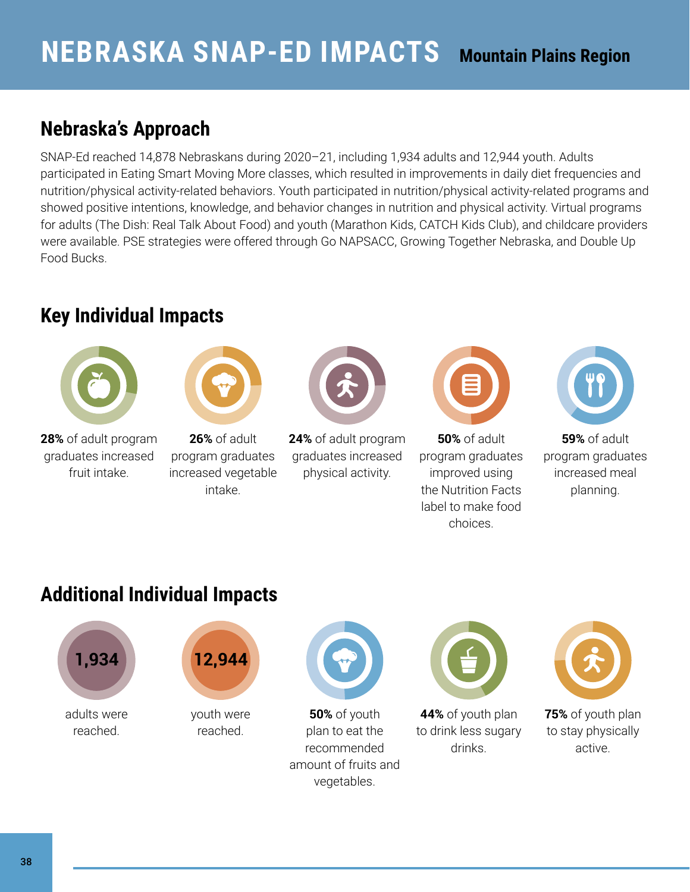# NEBRASKA SNAP-ED IMPACTS

**Mountain Plains Region**

## Nebraska's Approach

SNAP-Ed reached 14,878 Nebraskans during 2020–21, including 1,934 adults and 12,944 youth. Adults participated in Eating Smart Moving More classes, which resulted in improvements in daily diet frequencies and nutrition/physical activity-related behaviors. Youth participated in nutrition/physical activity-related programs and showed positive intentions, knowledge, and behavior changes in nutrition and physical activity. Virtual programs for adults (The Dish: Real Talk About Food) and youth (Marathon Kids, CATCH Kids Club), and childcare providers were available. PSE strategies were offered through Go NAPSACC, Growing Together Nebraska, and Double Up Food Bucks.

## Key Individual Impacts

- **28%** of adult program graduates increased fruit intake.
- **26%** of adult program graduates increased vegetable intake.
- **24%** of adult program graduates increased physical activity.
- **50%** of adult program graduates improved using the Nutrition Facts label to make food choices.
- **59%** of adult program graduates increased meal planning.

## Additional Individual Impacts

- **1,934** adults were reached.
- **12,944** youth were reached.
- **50%** of youth plan to eat the recommended amount of fruits and vegetables.
- **44%** of youth plan to drink less sugary drinks.
- **75%** of youth plan to stay physically active.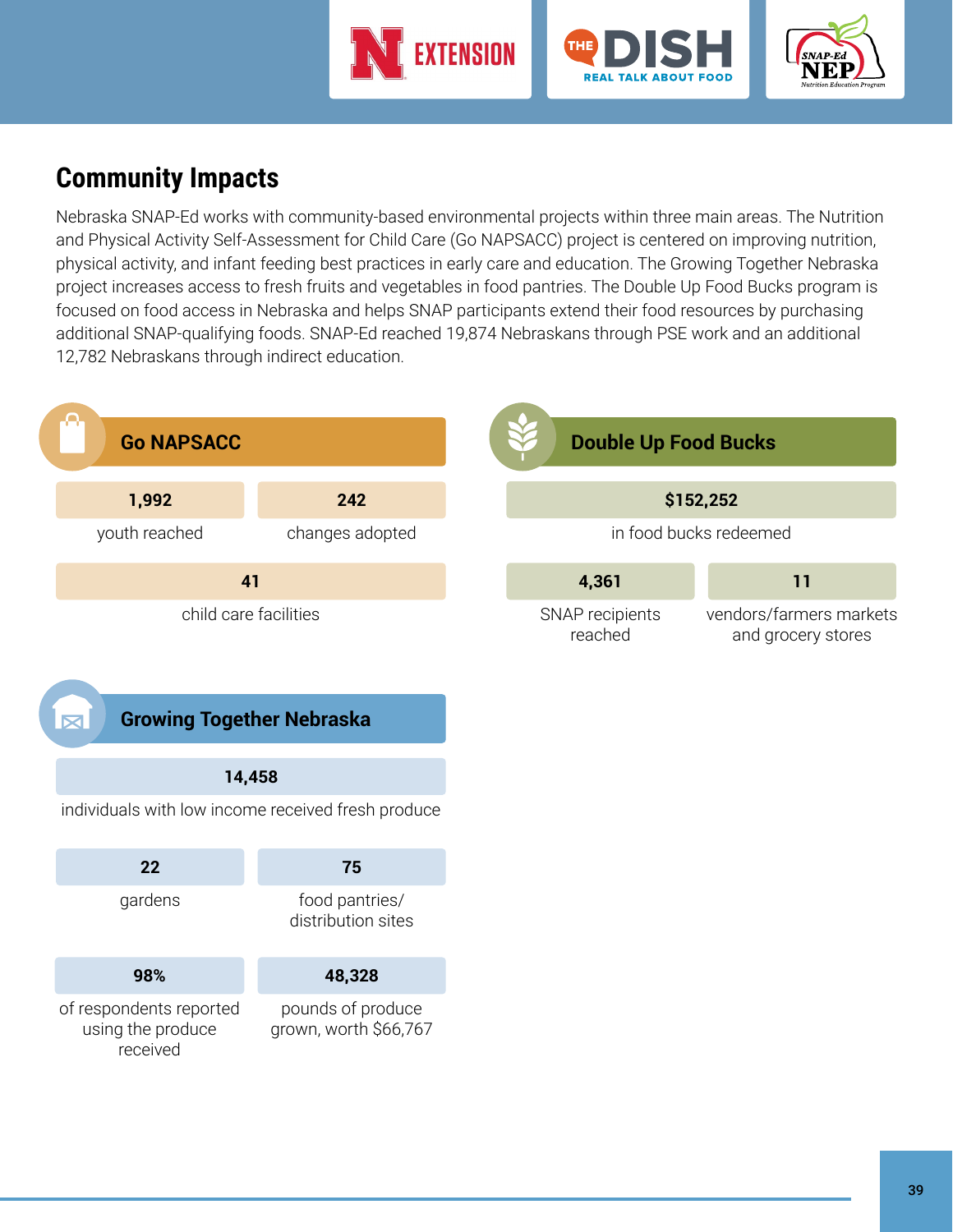## Community Impacts

Nebraska SNAP-Ed works with community-based environmental projects within three main areas. The Nutrition and Physical Activity Self-Assessment for Child Care (Go NAPSACC) project is centered on improving nutrition, physical activity, and infant feeding best practices in early care and education. The Growing Together Nebraska project increases access to fresh fruits and vegetables in food pantries. The Double Up Food Bucks program is focused on food access in Nebraska and helps SNAP participants extend their food resources by purchasing additional SNAP-qualifying foods. SNAP-Ed reached 19,874 Nebraskans through PSE work and an additional 12,782 Nebraskans through indirect education.

### Go NAPSACC

**1,992**
youth reached

**242**
changes adopted

**41**
child care facilities

### Double Up Food Bucks

**$152,252**
in food bucks redeemed

**4,361**
SNAP recipients reached

**11**
vendors/farmers markets and grocery stores

### Growing Together Nebraska

**14,458**
individuals with low income received fresh produce

**22**
gardens

**75**
food pantries/ distribution sites

**98%**
of respondents reported using the produce received

**48,328**
pounds of produce grown, worth $66,767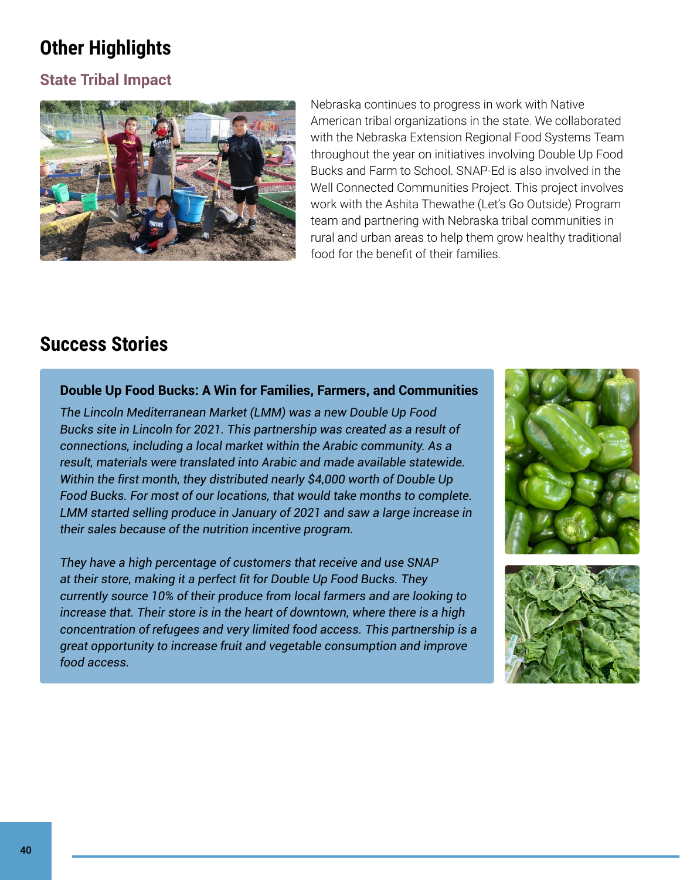# Other Highlights

## State Tribal Impact

Nebraska continues to progress in work with Native American tribal organizations in the state. We collaborated with the Nebraska Extension Regional Food Systems Team throughout the year on initiatives involving Double Up Food Bucks and Farm to School. SNAP-Ed is also involved in the Well Connected Communities Project. This project involves work with the Ashita Thewathe (Let's Go Outside) Program team and partnering with Nebraska tribal communities in rural and urban areas to help them grow healthy traditional food for the benefit of their families.

# Success Stories

### Double Up Food Bucks: A Win for Families, Farmers, and Communities

*The Lincoln Mediterranean Market (LMM) was a new Double Up Food Bucks site in Lincoln for 2021. This partnership was created as a result of connections, including a local market within the Arabic community. As a result, materials were translated into Arabic and made available statewide. Within the first month, they distributed nearly $4,000 worth of Double Up Food Bucks. For most of our locations, that would take months to complete. LMM started selling produce in January of 2021 and saw a large increase in their sales because of the nutrition incentive program.*

*They have a high percentage of customers that receive and use SNAP at their store, making it a perfect fit for Double Up Food Bucks. They currently source 10% of their produce from local farmers and are looking to increase that. Their store is in the heart of downtown, where there is a high concentration of refugees and very limited food access. This partnership is a great opportunity to increase fruit and vegetable consumption and improve food access.*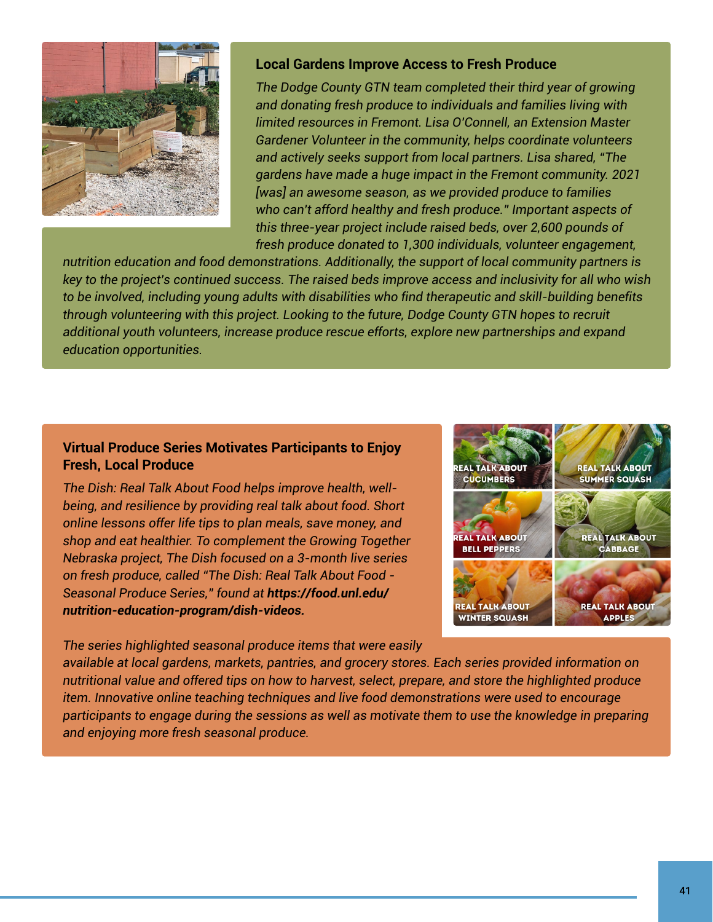### Local Gardens Improve Access to Fresh Produce

*The Dodge County GTN team completed their third year of growing and donating fresh produce to individuals and families living with limited resources in Fremont. Lisa O'Connell, an Extension Master Gardener Volunteer in the community, helps coordinate volunteers and actively seeks support from local partners. Lisa shared, "The gardens have made a huge impact in the Fremont community. 2021 [was] an awesome season, as we provided produce to families who can't afford healthy and fresh produce." Important aspects of this three-year project include raised beds, over 2,600 pounds of fresh produce donated to 1,300 individuals, volunteer engagement, nutrition education and food demonstrations. Additionally, the support of local community partners is key to the project's continued success. The raised beds improve access and inclusivity for all who wish to be involved, including young adults with disabilities who find therapeutic and skill-building benefits through volunteering with this project. Looking to the future, Dodge County GTN hopes to recruit additional youth volunteers, increase produce rescue efforts, explore new partnerships and expand education opportunities.*

### Virtual Produce Series Motivates Participants to Enjoy Fresh, Local Produce

*The Dish: Real Talk About Food helps improve health, well-being, and resilience by providing real talk about food. Short online lessons offer life tips to plan meals, save money, and shop and eat healthier. To complement the Growing Together Nebraska project, The Dish focused on a 3-month live series on fresh produce, called "The Dish: Real Talk About Food - Seasonal Produce Series," found at* ***https://food.unl.edu/nutrition-education-program/dish-videos.***

REAL TALK ABOUT CUCUMBERS
REAL TALK ABOUT SUMMER SQUASH
REAL TALK ABOUT BELL PEPPERS
REAL TALK ABOUT CABBAGE
REAL TALK ABOUT WINTER SQUASH
REAL TALK ABOUT APPLES

*The series highlighted seasonal produce items that were easily available at local gardens, markets, pantries, and grocery stores. Each series provided information on nutritional value and offered tips on how to harvest, select, prepare, and store the highlighted produce item. Innovative online teaching techniques and live food demonstrations were used to encourage participants to engage during the sessions as well as motivate them to use the knowledge in preparing and enjoying more fresh seasonal produce.*